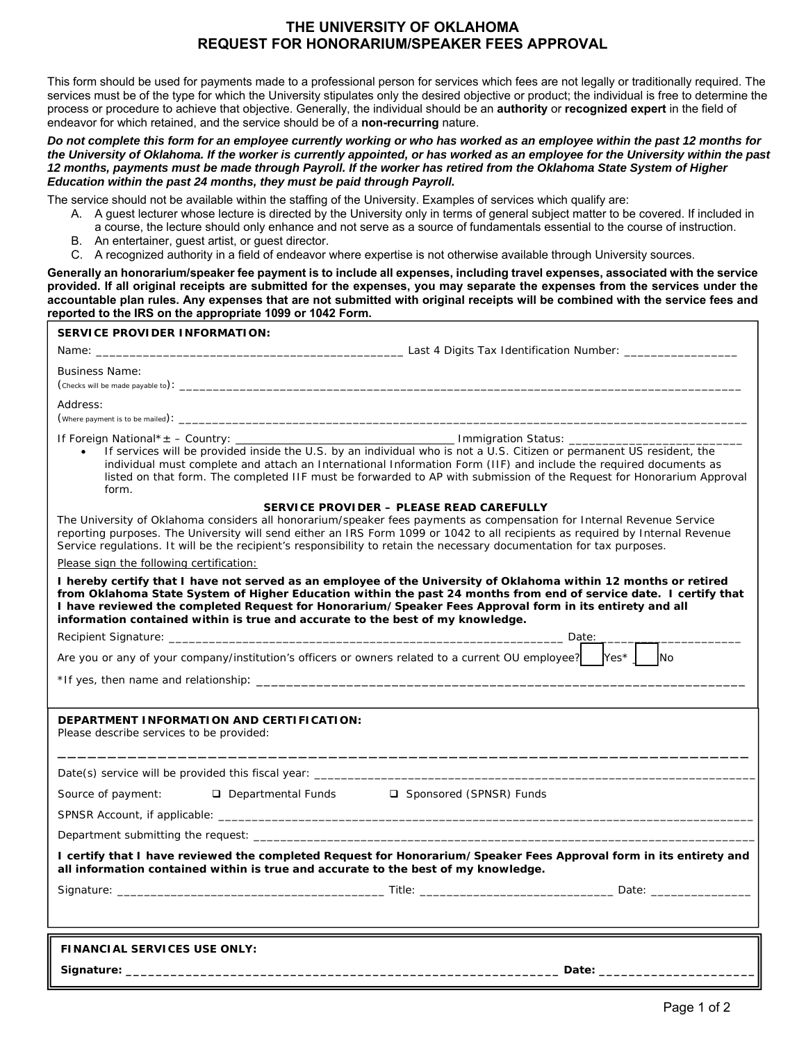# THE UNIVERSITY OF OKLAHOMA
# REQUEST FOR HONORARIUM/SPEAKER FEES APPROVAL

This form should be used for payments made to a professional person for services which fees are not legally or traditionally required. The services must be of the type for which the University stipulates only the desired objective or product; the individual is free to determine the process or procedure to achieve that objective. Generally, the individual should be an **authority** or **recognized expert** in the field of endeavor for which retained, and the service should be of a **non-recurring** nature.

***Do not complete this form for an employee currently working or who has worked as an employee within the past 12 months for the University of Oklahoma. If the worker is currently appointed, or has worked as an employee for the University within the past 12 months, payments must be made through Payroll. If the worker has retired from the Oklahoma State System of Higher Education within the past 24 months, they must be paid through Payroll.***

The service should not be available within the staffing of the University. Examples of services which qualify are:

A. A guest lecturer whose lecture is directed by the University only in terms of general subject matter to be covered. If included in a course, the lecture should only enhance and not serve as a source of fundamentals essential to the course of instruction.
B. An entertainer, guest artist, or guest director.
C. A recognized authority in a field of endeavor where expertise is not otherwise available through University sources.

**Generally an honorarium/speaker fee payment is to include all expenses, including travel expenses, associated with the service provided. If all original receipts are submitted for the expenses, you may separate the expenses from the services under the accountable plan rules. Any expenses that are not submitted with original receipts will be combined with the service fees and reported to the IRS on the appropriate 1099 or 1042 Form.**

**SERVICE PROVIDER INFORMATION:**

Name: ______________________________________________ Last 4 Digits Tax Identification Number: _________________

Business Name:
(Checks will be made payable to): ______________________________________________________________________________

Address:
(Where payment is to be mailed): ______________________________________________________________________________

If Foreign National*± – Country: ___________________________________ Immigration Status: __________________________

- If services will be provided inside the U.S. by an individual who is not a U.S. Citizen or permanent US resident, the individual must complete and attach an International Information Form (IIF) and include the required documents as listed on that form. The completed IIF must be forwarded to AP with submission of the Request for Honorarium Approval form.

**SERVICE PROVIDER – PLEASE READ CAREFULLY**

The University of Oklahoma considers all honorarium/speaker fees payments as compensation for Internal Revenue Service reporting purposes. The University will send either an IRS Form 1099 or 1042 to all recipients as required by Internal Revenue Service regulations. It will be the recipient's responsibility to retain the necessary documentation for tax purposes.

Please sign the following certification:

**I hereby certify that I have not served as an employee of the University of Oklahoma within 12 months or retired from Oklahoma State System of Higher Education within the past 24 months from end of service date. I certify that I have reviewed the completed Request for Honorarium/Speaker Fees Approval form in its entirety and all information contained within is true and accurate to the best of my knowledge.**

Recipient Signature: ___________________________________________________________ Date: ______________________

Are you or any of your company/institution's officers or owners related to a current OU employee? ☐ Yes* ☐ No

*If yes, then name and relationship: ____________________________________________________________________

**DEPARTMENT INFORMATION AND CERTIFICATION:**

Please describe services to be provided:

________________________________________________________________________________

Date(s) service will be provided this fiscal year: ___________________________________________________________________

Source of payment: ☐ Departmental Funds ☐ Sponsored (SPNSR) Funds

SPNSR Account, if applicable: ______________________________________________________________________________

Department submitting the request: __________________________________________________________________________

**I certify that I have reviewed the completed Request for Honorarium/Speaker Fees Approval form in its entirety and all information contained within is true and accurate to the best of my knowledge.**

Signature: ________________________________________ Title: _____________________________ Date: _______________

**FINANCIAL SERVICES USE ONLY:**

**Signature:** ______________________________________________________________ **Date:** ______________________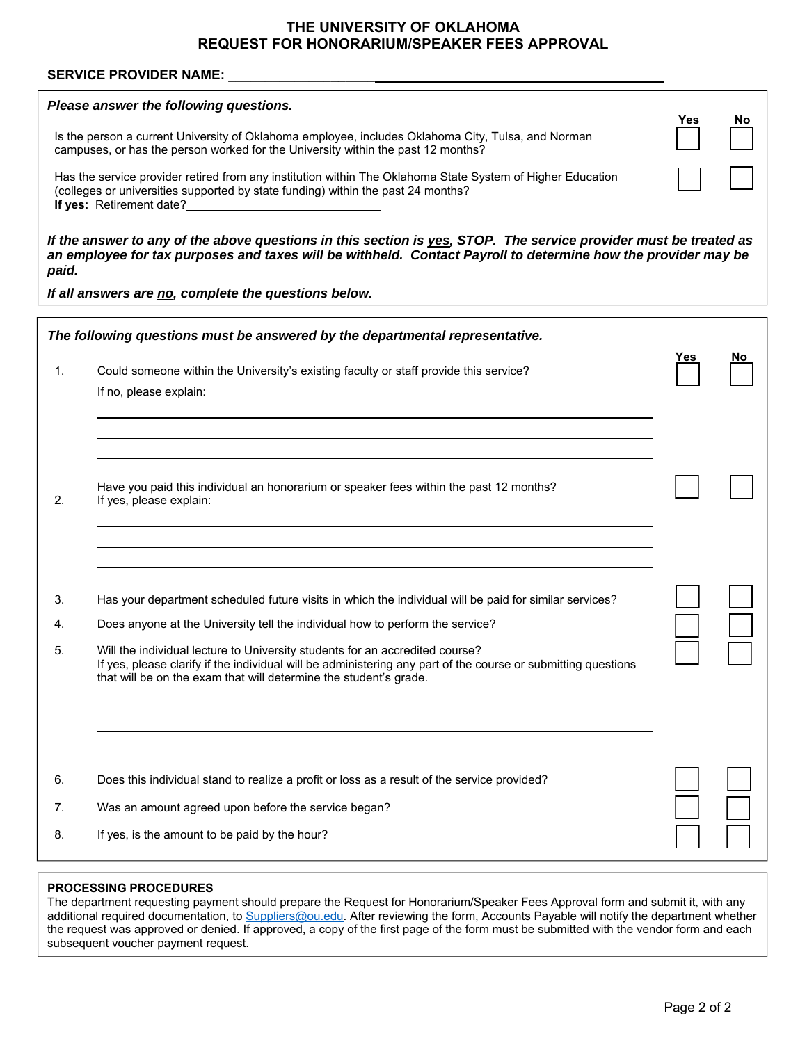# THE UNIVERSITY OF OKLAHOMA
## REQUEST FOR HONORARIUM/SPEAKER FEES APPROVAL

**SERVICE PROVIDER NAME:** ____________________________________________

***Please answer the following questions.***

| | Yes | No |
|---|---|---|
| Is the person a current University of Oklahoma employee, includes Oklahoma City, Tulsa, and Norman campuses, or has the person worked for the University within the past 12 months? | ☐ | ☐ |
| Has the service provider retired from any institution within The Oklahoma State System of Higher Education (colleges or universities supported by state funding) within the past 24 months? **If yes:** Retirement date? ______________________ | ☐ | ☐ |

***If the answer to any of the above questions in this section is yes, STOP. The service provider must be treated as an employee for tax purposes and taxes will be withheld. Contact Payroll to determine how the provider may be paid.***

***If all answers are no, complete the questions below.***

***The following questions must be answered by the departmental representative.***

| | | Yes | No |
|---|---|---|---|
| 1. | Could someone within the University's existing faculty or staff provide this service? If no, please explain: ______________________ | ☐ | ☐ |
| 2. | Have you paid this individual an honorarium or speaker fees within the past 12 months? If yes, please explain: ______________________ | ☐ | ☐ |
| 3. | Has your department scheduled future visits in which the individual will be paid for similar services? | ☐ | ☐ |
| 4. | Does anyone at the University tell the individual how to perform the service? | ☐ | ☐ |
| 5. | Will the individual lecture to University students for an accredited course? If yes, please clarify if the individual will be administering any part of the course or submitting questions that will be on the exam that will determine the student's grade. ______________________ | ☐ | ☐ |
| 6. | Does this individual stand to realize a profit or loss as a result of the service provided? | ☐ | ☐ |
| 7. | Was an amount agreed upon before the service began? | ☐ | ☐ |
| 8. | If yes, is the amount to be paid by the hour? | ☐ | ☐ |

**PROCESSING PROCEDURES**

The department requesting payment should prepare the Request for Honorarium/Speaker Fees Approval form and submit it, with any additional required documentation, to Suppliers@ou.edu. After reviewing the form, Accounts Payable will notify the department whether the request was approved or denied. If approved, a copy of the first page of the form must be submitted with the vendor form and each subsequent voucher payment request.